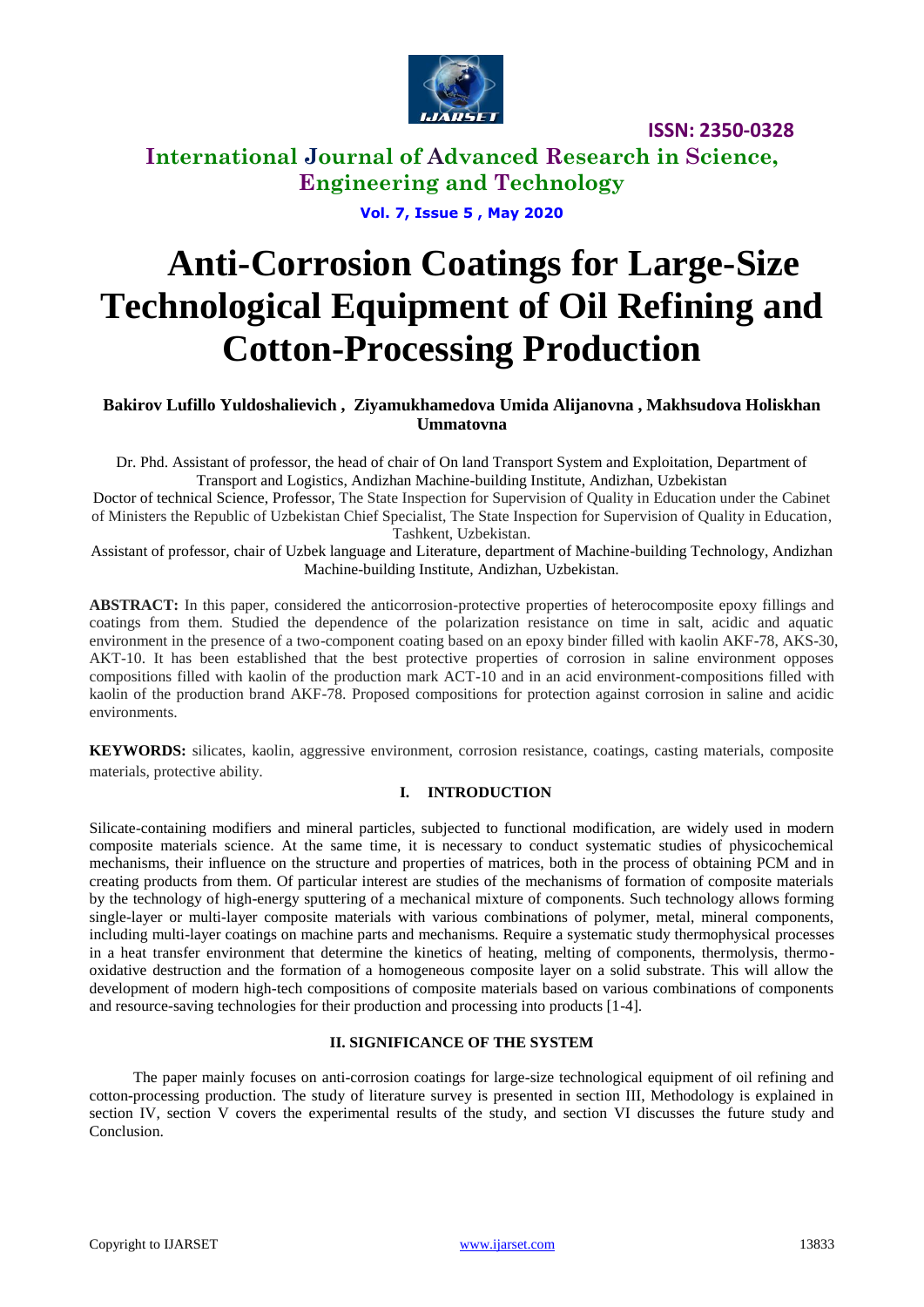# Anti-Corrosion Coatings for Large-Size Technological Equipment of Oil Refining and Cotton-Processing Production

**Bakirov Lufillo Yuldoshalievich , Ziyamukhamedova Umida Alijanovna , Makhsudova Holiskhan Ummatovna**

Dr. Phd. Assistant of professor, the head of chair of On land Transport System and Exploitation, Department of Transport and Logistics, Andizhan Machine-building Institute, Andizhan, Uzbekistan

Doctor of technical Science, Professor, The State Inspection for Supervision of Quality in Education under the Cabinet of Ministers the Republic of Uzbekistan Chief Specialist, The State Inspection for Supervision of Quality in Education, Tashkent, Uzbekistan.

Assistant of professor, chair of Uzbek language and Literature, department of Machine-building Technology, Andizhan Machine-building Institute, Andizhan, Uzbekistan.

**ABSTRACT:** In this paper, considered the anticorrosion-protective properties of heterocomposite epoxy fillings and coatings from them. Studied the dependence of the polarization resistance on time in salt, acidic and aquatic environment in the presence of a two-component coating based on an epoxy binder filled with kaolin AKF-78, AKS-30, AKT-10. It has been established that the best protective properties of corrosion in saline environment opposes compositions filled with kaolin of the production mark ACT-10 and in an acid environment-compositions filled with kaolin of the production brand AKF-78. Proposed compositions for protection against corrosion in saline and acidic environments.

**KEYWORDS:** silicates, kaolin, aggressive environment, corrosion resistance, coatings, casting materials, composite materials, protective ability.

## I. INTRODUCTION

Silicate-containing modifiers and mineral particles, subjected to functional modification, are widely used in modern composite materials science. At the same time, it is necessary to conduct systematic studies of physicochemical mechanisms, their influence on the structure and properties of matrices, both in the process of obtaining PCM and in creating products from them. Of particular interest are studies of the mechanisms of formation of composite materials by the technology of high-energy sputtering of a mechanical mixture of components. Such technology allows forming single-layer or multi-layer composite materials with various combinations of polymer, metal, mineral components, including multi-layer coatings on machine parts and mechanisms. Require a systematic study thermophysical processes in a heat transfer environment that determine the kinetics of heating, melting of components, thermolysis, thermo-oxidative destruction and the formation of a homogeneous composite layer on a solid substrate. This will allow the development of modern high-tech compositions of composite materials based on various combinations of components and resource-saving technologies for their production and processing into products [1-4].

## II. SIGNIFICANCE OF THE SYSTEM

The paper mainly focuses on anti-corrosion coatings for large-size technological equipment of oil refining and cotton-processing production. The study of literature survey is presented in section III, Methodology is explained in section IV, section V covers the experimental results of the study, and section VI discusses the future study and Conclusion.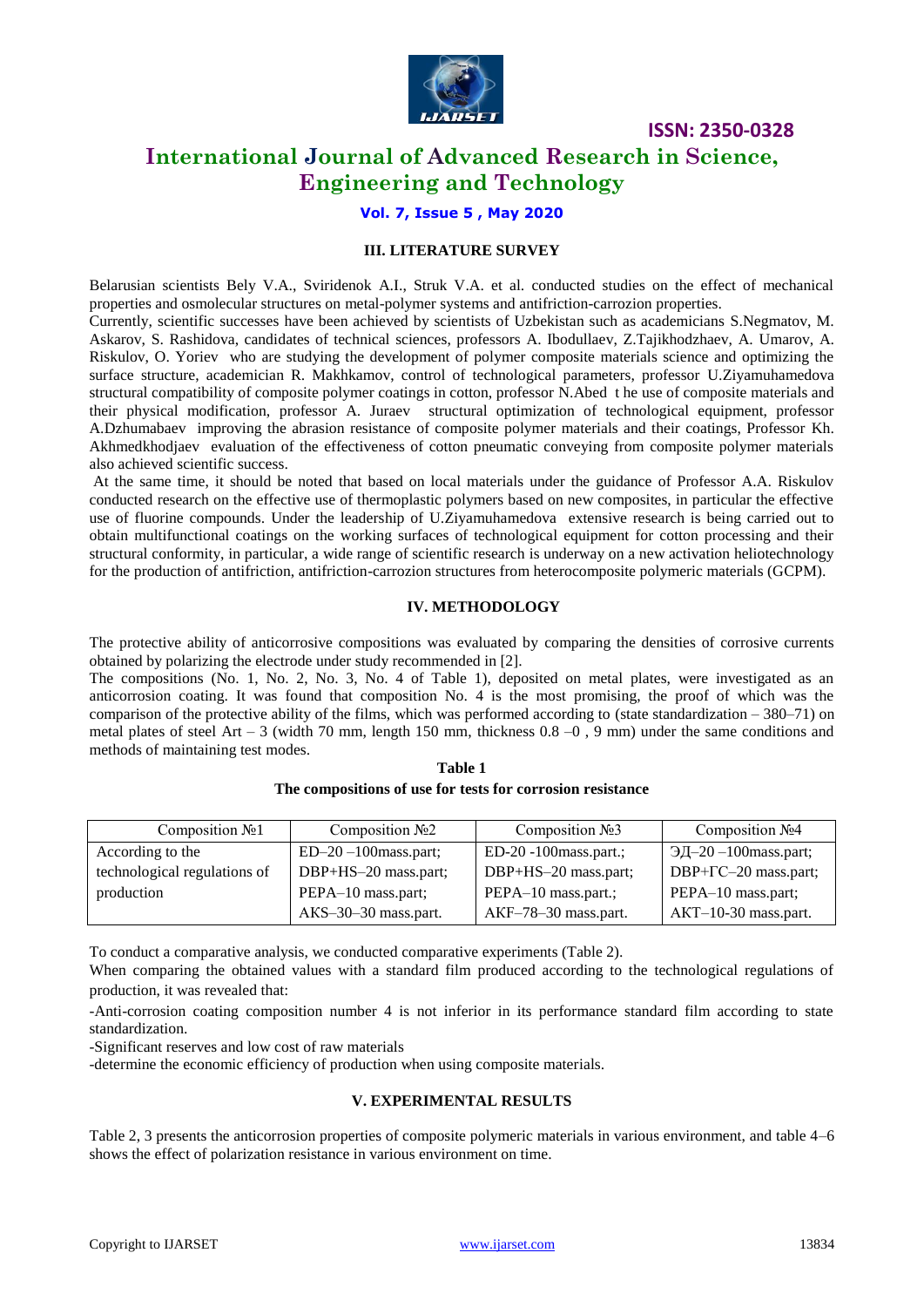### III. LITERATURE SURVEY

Belarusian scientists Bely V.A., Sviridenok A.I., Struk V.A. et al. conducted studies on the effect of mechanical properties and osmolecular structures on metal-polymer systems and antifriction-carrozion properties.

Currently, scientific successes have been achieved by scientists of Uzbekistan such as academicians S.Negmatov, M. Askarov, S. Rashidova, candidates of technical sciences, professors A. Ibodullaev, Z.Tajikhodzhaev, A. Umarov, A. Riskulov, O. Yoriev who are studying the development of polymer composite materials science and optimizing the surface structure, academician R. Makhkamov, control of technological parameters, professor U.Ziyamuhamedova structural compatibility of composite polymer coatings in cotton, professor N.Abed t he use of composite materials and their physical modification, professor A. Juraev structural optimization of technological equipment, professor A.Dzhumabaev improving the abrasion resistance of composite polymer materials and their coatings, Professor Kh. Akhmedkhodjaev evaluation of the effectiveness of cotton pneumatic conveying from composite polymer materials also achieved scientific success.

At the same time, it should be noted that based on local materials under the guidance of Professor A.A. Riskulov conducted research on the effective use of thermoplastic polymers based on new composites, in particular the effective use of fluorine compounds. Under the leadership of U.Ziyamuhamedova extensive research is being carried out to obtain multifunctional coatings on the working surfaces of technological equipment for cotton processing and their structural conformity, in particular, a wide range of scientific research is underway on a new activation heliotechnology for the production of antifriction, antifriction-carrozion structures from heterocomposite polymeric materials (GCPM).

### IV. METHODOLOGY

The protective ability of anticorrosive compositions was evaluated by comparing the densities of corrosive currents obtained by polarizing the electrode under study recommended in [2].

The compositions (No. 1, No. 2, No. 3, No. 4 of Table 1), deposited on metal plates, were investigated as an anticorrosion coating. It was found that composition No. 4 is the most promising, the proof of which was the comparison of the protective ability of the films, which was performed according to (state standardization – 380–71) on metal plates of steel Art – 3 (width 70 mm, length 150 mm, thickness 0.8 –0 , 9 mm) under the same conditions and methods of maintaining test modes.

**Table 1**

**The compositions of use for tests for corrosion resistance**

| Composition №1 | Composition №2 | Composition №3 | Composition №4 |
|---|---|---|---|
| According to the technological regulations of production | ED–20 –100mass.part;<br>DBP+HS–20 mass.part;<br>PEPA–10 mass.part;<br>AKS–30–30 mass.part. | ED-20 -100mass.part.;<br>DBP+HS–20 mass.part;<br>PEPA–10 mass.part.;<br>AKF–78–30 mass.part. | ЭД–20 –100mass.part;<br>DBP+ГС–20 mass.part;<br>PEPA–10 mass.part;<br>AKT–10-30 mass.part. |

To conduct a comparative analysis, we conducted comparative experiments (Table 2).

When comparing the obtained values with a standard film produced according to the technological regulations of production, it was revealed that:

-Anti-corrosion coating composition number 4 is not inferior in its performance standard film according to state standardization.

-Significant reserves and low cost of raw materials

-determine the economic efficiency of production when using composite materials.

### V. EXPERIMENTAL RESULTS

Table 2, 3 presents the anticorrosion properties of composite polymeric materials in various environment, and table 4–6 shows the effect of polarization resistance in various environment on time.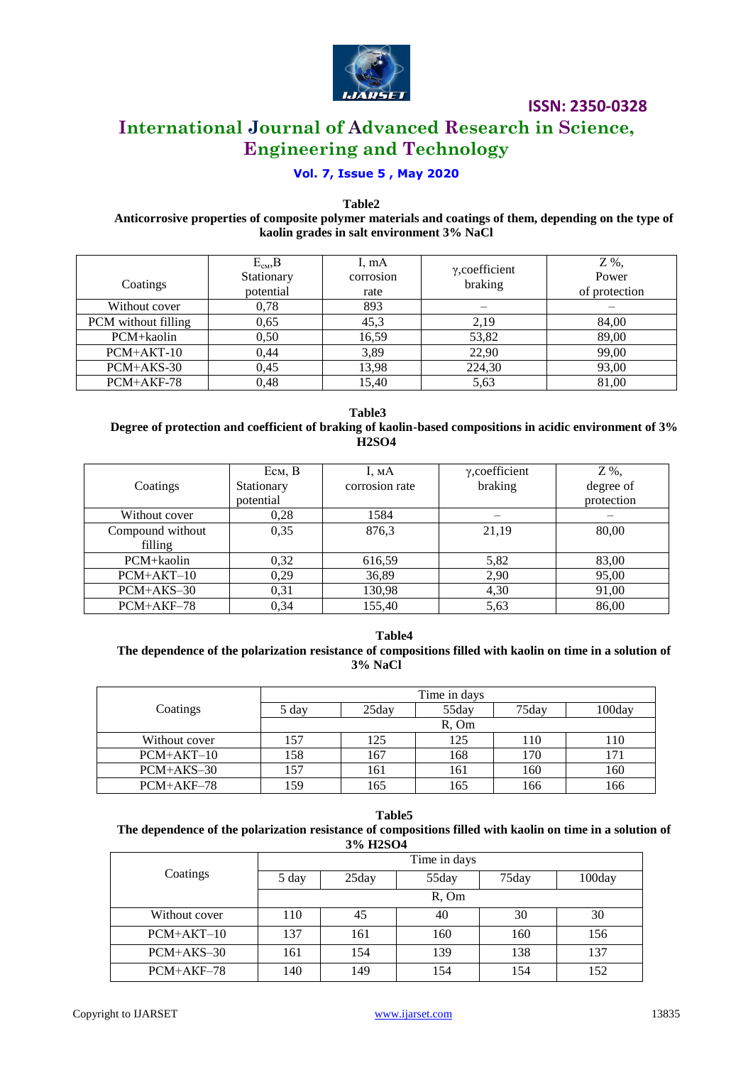**Table2**

**Anticorrosive properties of composite polymer materials and coatings of them, depending on the type of kaolin grades in salt environment 3% NaCl**

| Coatings | $E_{см}$,B Stationary potential | I, mA corrosion rate | γ,coefficient braking | Z %, Power of protection |
|---|---|---|---|---|
| Without cover | 0,78 | 893 | – | – |
| PCM without filling | 0,65 | 45,3 | 2,19 | 84,00 |
| PCM+kaolin | 0,50 | 16,59 | 53,82 | 89,00 |
| PCM+AKT-10 | 0,44 | 3,89 | 22,90 | 99,00 |
| PCM+AKS-30 | 0,45 | 13,98 | 224,30 | 93,00 |
| PCM+AKF-78 | 0,48 | 15,40 | 5,63 | 81,00 |

**Table3**

**Degree of protection and coefficient of braking of kaolin-based compositions in acidic environment of 3% H2SO4**

| Coatings | Eсм, B Stationary potential | I, мA corrosion rate | γ,coefficient braking | Z %, degree of protection |
|---|---|---|---|---|
| Without cover | 0,28 | 1584 | – | – |
| Compound without filling | 0,35 | 876,3 | 21,19 | 80,00 |
| PCM+kaolin | 0,32 | 616,59 | 5,82 | 83,00 |
| PCM+AKT–10 | 0,29 | 36,89 | 2,90 | 95,00 |
| PCM+AKS–30 | 0,31 | 130,98 | 4,30 | 91,00 |
| PCM+AKF–78 | 0,34 | 155,40 | 5,63 | 86,00 |

**Table4**

**The dependence of the polarization resistance of compositions filled with kaolin on time in a solution of 3% NaCl**

| Coatings | Time in days | | | | |
|---|---|---|---|---|---|
| | 5 day | 25day | 55day | 75day | 100day |
| | R, Om | | | | |
| Without cover | 157 | 125 | 125 | 110 | 110 |
| PCM+AKT–10 | 158 | 167 | 168 | 170 | 171 |
| PCM+AKS–30 | 157 | 161 | 161 | 160 | 160 |
| PCM+AKF–78 | 159 | 165 | 165 | 166 | 166 |

**Table5**

**The dependence of the polarization resistance of compositions filled with kaolin on time in a solution of 3% H2SO4**

| Coatings | Time in days | | | | |
|---|---|---|---|---|---|
| | 5 day | 25day | 55day | 75day | 100day |
| | R, Om | | | | |
| Without cover | 110 | 45 | 40 | 30 | 30 |
| PCM+AKT–10 | 137 | 161 | 160 | 160 | 156 |
| PCM+AKS–30 | 161 | 154 | 139 | 138 | 137 |
| PCM+AKF–78 | 140 | 149 | 154 | 154 | 152 |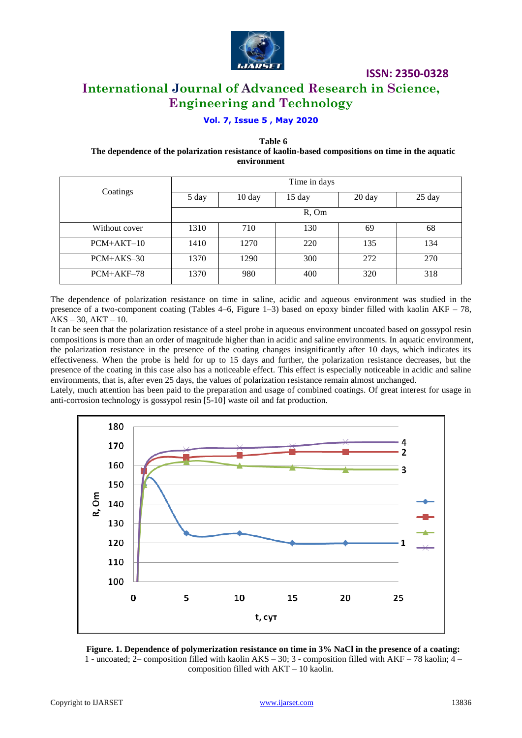**Table 6**
**The dependence of the polarization resistance of kaolin-based compositions on time in the aquatic environment**

| Coatings | Time in days | | | | |
|---|---|---|---|---|---|
| | 5 day | 10 day | 15 day | 20 day | 25 day |
| | R, Om | | | | |
| Without cover | 1310 | 710 | 130 | 69 | 68 |
| PCM+AKT–10 | 1410 | 1270 | 220 | 135 | 134 |
| PCM+AKS–30 | 1370 | 1290 | 300 | 272 | 270 |
| PCM+AKF–78 | 1370 | 980 | 400 | 320 | 318 |

The dependence of polarization resistance on time in saline, acidic and aqueous environment was studied in the presence of a two-component coating (Tables 4–6, Figure 1–3) based on epoxy binder filled with kaolin AKF – 78, AKS – 30, AKT – 10.

It can be seen that the polarization resistance of a steel probe in aqueous environment uncoated based on gossypol resin compositions is more than an order of magnitude higher than in acidic and saline environments. In aquatic environment, the polarization resistance in the presence of the coating changes insignificantly after 10 days, which indicates its effectiveness. When the probe is held for up to 15 days and further, the polarization resistance decreases, but the presence of the coating in this case also has a noticeable effect. This effect is especially noticeable in acidic and saline environments, that is, after even 25 days, the values of polarization resistance remain almost unchanged.

Lately, much attention has been paid to the preparation and usage of combined coatings. Of great interest for usage in anti-corrosion technology is gossypol resin [5-10] waste oil and fat production.

**Figure. 1. Dependence of polymerization resistance on time in 3% NaCl in the presence of a coating:** 1 - uncoated; 2– composition filled with kaolin AKS – 30; 3 - composition filled with AKF – 78 kaolin; 4 – composition filled with AKT – 10 kaolin.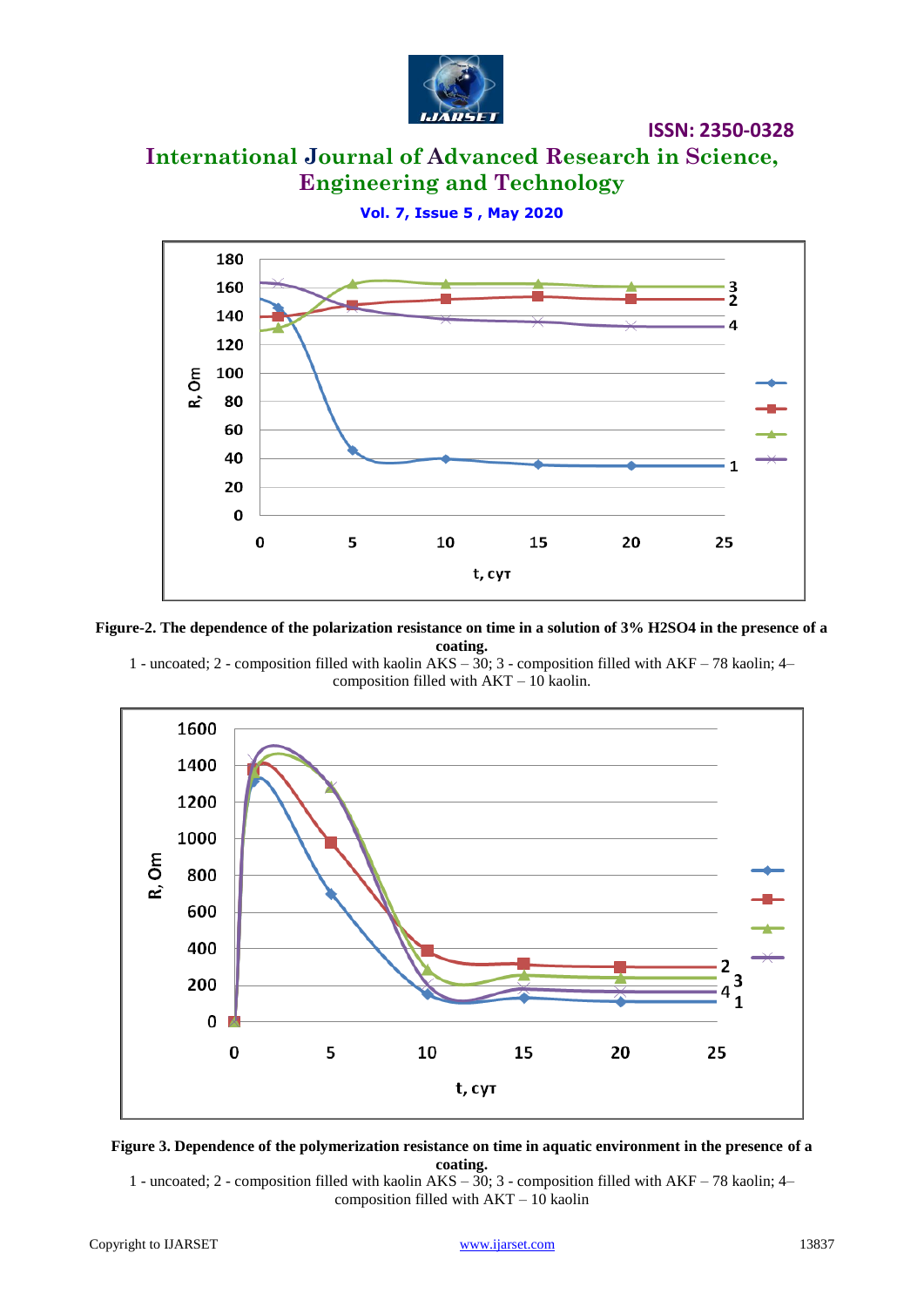**Figure-2. The dependence of the polarization resistance on time in a solution of 3% $H_2SO_4$ in the presence of a coating.**

1 - uncoated; 2 - composition filled with kaolin AKS – 30; 3 - composition filled with AKF – 78 kaolin; 4– composition filled with AKT – 10 kaolin.

**Figure 3. Dependence of the polymerization resistance on time in aquatic environment in the presence of a coating.**

1 - uncoated; 2 - composition filled with kaolin AKS – 30; 3 - composition filled with AKF – 78 kaolin; 4– composition filled with AKT – 10 kaolin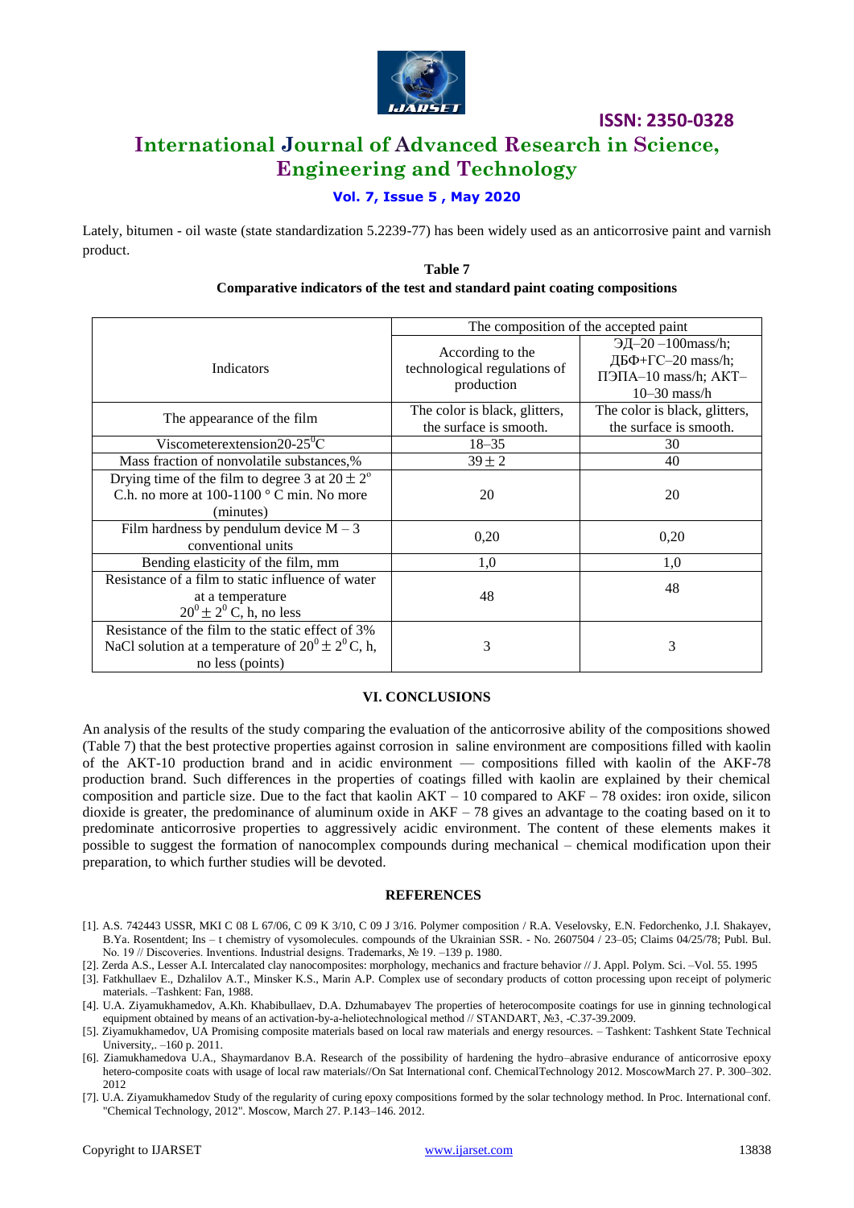Lately, bitumen - oil waste (state standardization 5.2239-77) has been widely used as an anticorrosive paint and varnish product.

**Table 7**
**Comparative indicators of the test and standard paint coating compositions**

| Indicators | The composition of the accepted paint | |
|---|---|---|
| | According to the technological regulations of production | ЭД–20 –100mass/h; ДБФ+ГС–20 mass/h; ПЭПА–10 mass/h; АКТ–10–30 mass/h |
| The appearance of the film | The color is black, glitters, the surface is smooth. | The color is black, glitters, the surface is smooth. |
| Viscometerextension20-25$^0$C | 18–35 | 30 |
| Mass fraction of nonvolatile substances,% | $39 \pm 2$ | 40 |
| Drying time of the film to degree 3 at $20 \pm 2^o$ C.h. no more at 100-1100 ° C min. No more (minutes) | 20 | 20 |
| Film hardness by pendulum device M – 3 conventional units | 0,20 | 0,20 |
| Bending elasticity of the film, mm | 1,0 | 1,0 |
| Resistance of a film to static influence of water at a temperature $20^0 \pm 2^0$ C, h, no less | 48 | 48 |
| Resistance of the film to the static effect of 3% NaCl solution at a temperature of $20^0 \pm 2^0$ C, h, no less (points) | 3 | 3 |

### VI. CONCLUSIONS

An analysis of the results of the study comparing the evaluation of the anticorrosive ability of the compositions showed (Table 7) that the best protective properties against corrosion in saline environment are compositions filled with kaolin of the AKT-10 production brand and in acidic environment — compositions filled with kaolin of the AKF-78 production brand. Such differences in the properties of coatings filled with kaolin are explained by their chemical composition and particle size. Due to the fact that kaolin AKT – 10 compared to AKF – 78 oxides: iron oxide, silicon dioxide is greater, the predominance of aluminum oxide in AKF – 78 gives an advantage to the coating based on it to predominate anticorrosive properties to aggressively acidic environment. The content of these elements makes it possible to suggest the formation of nanocomplex compounds during mechanical – chemical modification upon their preparation, to which further studies will be devoted.

### REFERENCES

[1]. A.S. 742443 USSR, MKI C 08 L 67/06, C 09 K 3/10, C 09 J 3/16. Polymer composition / R.A. Veselovsky, E.N. Fedorchenko, J.I. Shakayev, B.Ya. Rosentdent; Ins – t chemistry of vysomolecules. compounds of the Ukrainian SSR. - No. 2607504 / 23–05; Claims 04/25/78; Publ. Bul. No. 19 // Discoveries. Inventions. Industrial designs. Trademarks, № 19. –139 p. 1980.

[2]. Zerda A.S., Lesser A.I. Intercalated clay nanocomposites: morphology, mechanics and fracture behavior // J. Appl. Polym. Sci. –Vol. 55. 1995

[3]. Fatkhullaev E., Dzhalilov A.T., Minsker K.S., Marin A.P. Complex use of secondary products of cotton processing upon receipt of polymeric materials. –Tashkent: Fan, 1988.

[4]. U.A. Ziyamukhamedov, A.Kh. Khabibullaev, D.A. Dzhumabayev The properties of heterocomposite coatings for use in ginning technological equipment obtained by means of an activation-by-a-heliotechnological method // STANDART, №3, -C.37-39.2009.

[5]. Ziyamukhamedov, UA Promising composite materials based on local raw materials and energy resources. – Tashkent: Tashkent State Technical University,. –160 p. 2011.

[6]. Ziamukhamedova U.A., Shaymardanov B.A. Research of the possibility of hardening the hydro–abrasive endurance of anticorrosive epoxy hetero-composite coats with usage of local raw materials//On Sat International conf. ChemicalTechnology 2012. MoscowMarch 27. P. 300–302. 2012

[7]. U.A. Ziyamukhamedov Study of the regularity of curing epoxy compositions formed by the solar technology method. In Proc. International conf. "Chemical Technology, 2012". Moscow, March 27. P.143–146. 2012.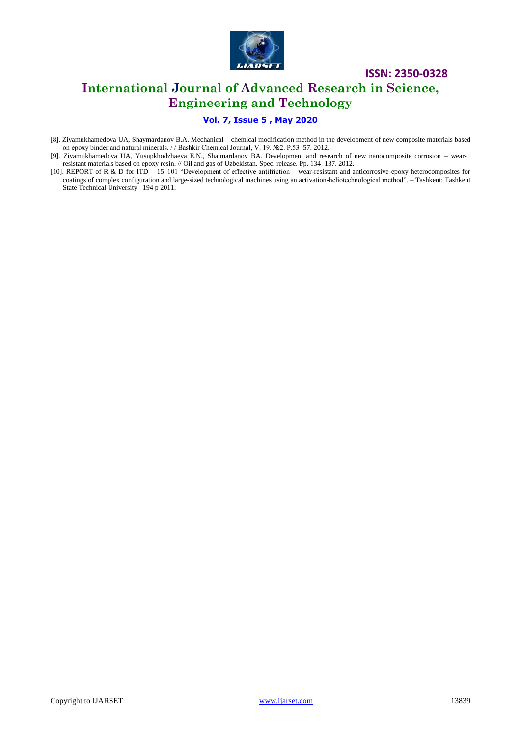[8]. Ziyamukhamedova UA, Shaymardanov B.A. Mechanical – chemical modification method in the development of new composite materials based on epoxy binder and natural minerals. / / Bashkir Chemical Journal, V. 19. №2. P.53–57. 2012.

[9]. Ziyamukhamedova UA, Yusupkhodzhaeva E.N., Shaimardanov BA. Development and research of new nanocomposite corrosion – wear-resistant materials based on epoxy resin. // Oil and gas of Uzbekistan. Spec. release. Pp. 134–137. 2012.

[10]. REPORT of R & D for ITD – 15–101 "Development of effective antifriction – wear-resistant and anticorrosive epoxy heterocomposites for coatings of complex configuration and large-sized technological machines using an activation-heliotechnological method". – Tashkent: Tashkent State Technical University –194 p 2011.